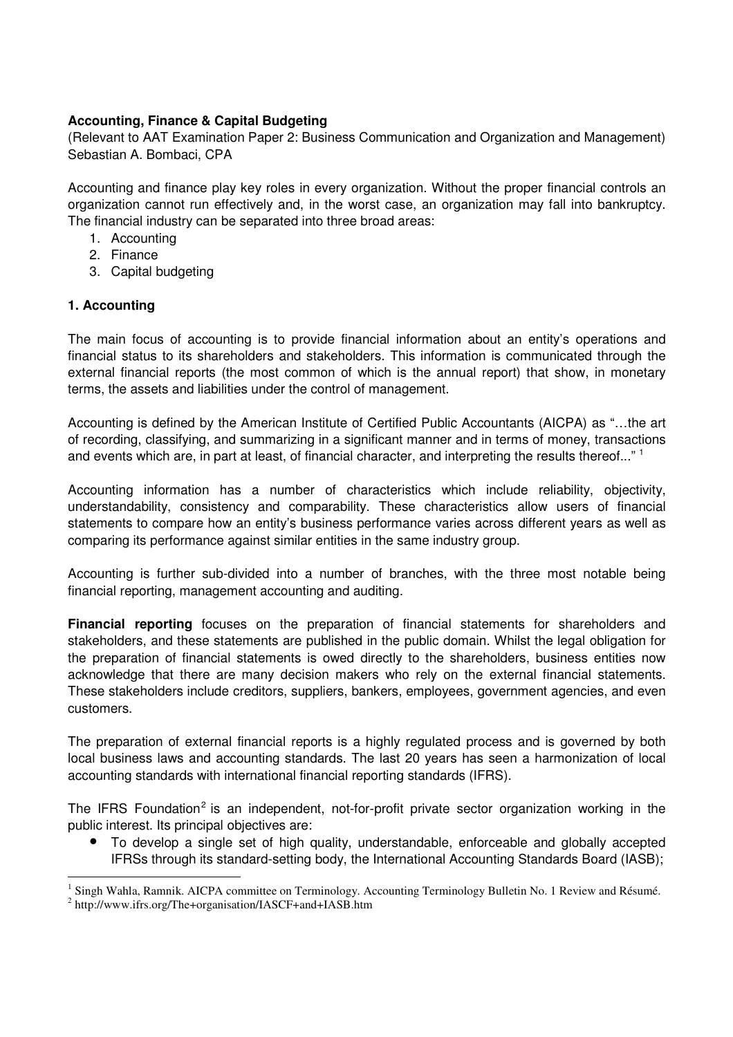**Accounting, Finance & Capital Budgeting**

(Relevant to AAT Examination Paper 2: Business Communication and Organization and Management)
Sebastian A. Bombaci, CPA

Accounting and finance play key roles in every organization. Without the proper financial controls an organization cannot run effectively and, in the worst case, an organization may fall into bankruptcy. The financial industry can be separated into three broad areas:

1. Accounting
2. Finance
3. Capital budgeting

## 1. Accounting

The main focus of accounting is to provide financial information about an entity's operations and financial status to its shareholders and stakeholders. This information is communicated through the external financial reports (the most common of which is the annual report) that show, in monetary terms, the assets and liabilities under the control of management.

Accounting is defined by the American Institute of Certified Public Accountants (AICPA) as "…the art of recording, classifying, and summarizing in a significant manner and in terms of money, transactions and events which are, in part at least, of financial character, and interpreting the results thereof..." [1]

Accounting information has a number of characteristics which include reliability, objectivity, understandability, consistency and comparability. These characteristics allow users of financial statements to compare how an entity's business performance varies across different years as well as comparing its performance against similar entities in the same industry group.

Accounting is further sub-divided into a number of branches, with the three most notable being financial reporting, management accounting and auditing.

**Financial reporting** focuses on the preparation of financial statements for shareholders and stakeholders, and these statements are published in the public domain. Whilst the legal obligation for the preparation of financial statements is owed directly to the shareholders, business entities now acknowledge that there are many decision makers who rely on the external financial statements. These stakeholders include creditors, suppliers, bankers, employees, government agencies, and even customers.

The preparation of external financial reports is a highly regulated process and is governed by both local business laws and accounting standards. The last 20 years has seen a harmonization of local accounting standards with international financial reporting standards (IFRS).

The IFRS Foundation[2] is an independent, not-for-profit private sector organization working in the public interest. Its principal objectives are:

- To develop a single set of high quality, understandable, enforceable and globally accepted IFRSs through its standard-setting body, the International Accounting Standards Board (IASB);

---

[1] Singh Wahla, Ramnik. AICPA committee on Terminology. Accounting Terminology Bulletin No. 1 Review and Résumé.

[2] http://www.ifrs.org/The+organisation/IASCF+and+IASB.htm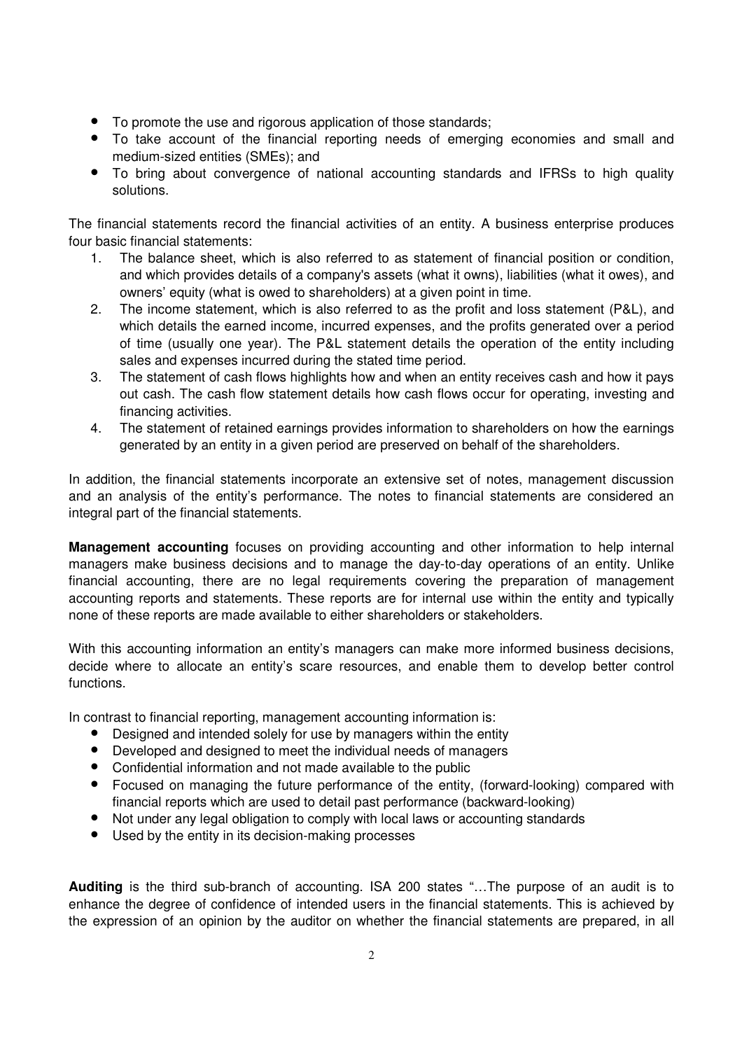- To promote the use and rigorous application of those standards;
- To take account of the financial reporting needs of emerging economies and small and medium-sized entities (SMEs); and
- To bring about convergence of national accounting standards and IFRSs to high quality solutions.

The financial statements record the financial activities of an entity. A business enterprise produces four basic financial statements:

1. The balance sheet, which is also referred to as statement of financial position or condition, and which provides details of a company's assets (what it owns), liabilities (what it owes), and owners' equity (what is owed to shareholders) at a given point in time.
2. The income statement, which is also referred to as the profit and loss statement (P&L), and which details the earned income, incurred expenses, and the profits generated over a period of time (usually one year). The P&L statement details the operation of the entity including sales and expenses incurred during the stated time period.
3. The statement of cash flows highlights how and when an entity receives cash and how it pays out cash. The cash flow statement details how cash flows occur for operating, investing and financing activities.
4. The statement of retained earnings provides information to shareholders on how the earnings generated by an entity in a given period are preserved on behalf of the shareholders.

In addition, the financial statements incorporate an extensive set of notes, management discussion and an analysis of the entity's performance. The notes to financial statements are considered an integral part of the financial statements.

**Management accounting** focuses on providing accounting and other information to help internal managers make business decisions and to manage the day-to-day operations of an entity. Unlike financial accounting, there are no legal requirements covering the preparation of management accounting reports and statements. These reports are for internal use within the entity and typically none of these reports are made available to either shareholders or stakeholders.

With this accounting information an entity's managers can make more informed business decisions, decide where to allocate an entity's scare resources, and enable them to develop better control functions.

In contrast to financial reporting, management accounting information is:

- Designed and intended solely for use by managers within the entity
- Developed and designed to meet the individual needs of managers
- Confidential information and not made available to the public
- Focused on managing the future performance of the entity, (forward-looking) compared with financial reports which are used to detail past performance (backward-looking)
- Not under any legal obligation to comply with local laws or accounting standards
- Used by the entity in its decision-making processes

**Auditing** is the third sub-branch of accounting. ISA 200 states "…The purpose of an audit is to enhance the degree of confidence of intended users in the financial statements. This is achieved by the expression of an opinion by the auditor on whether the financial statements are prepared, in all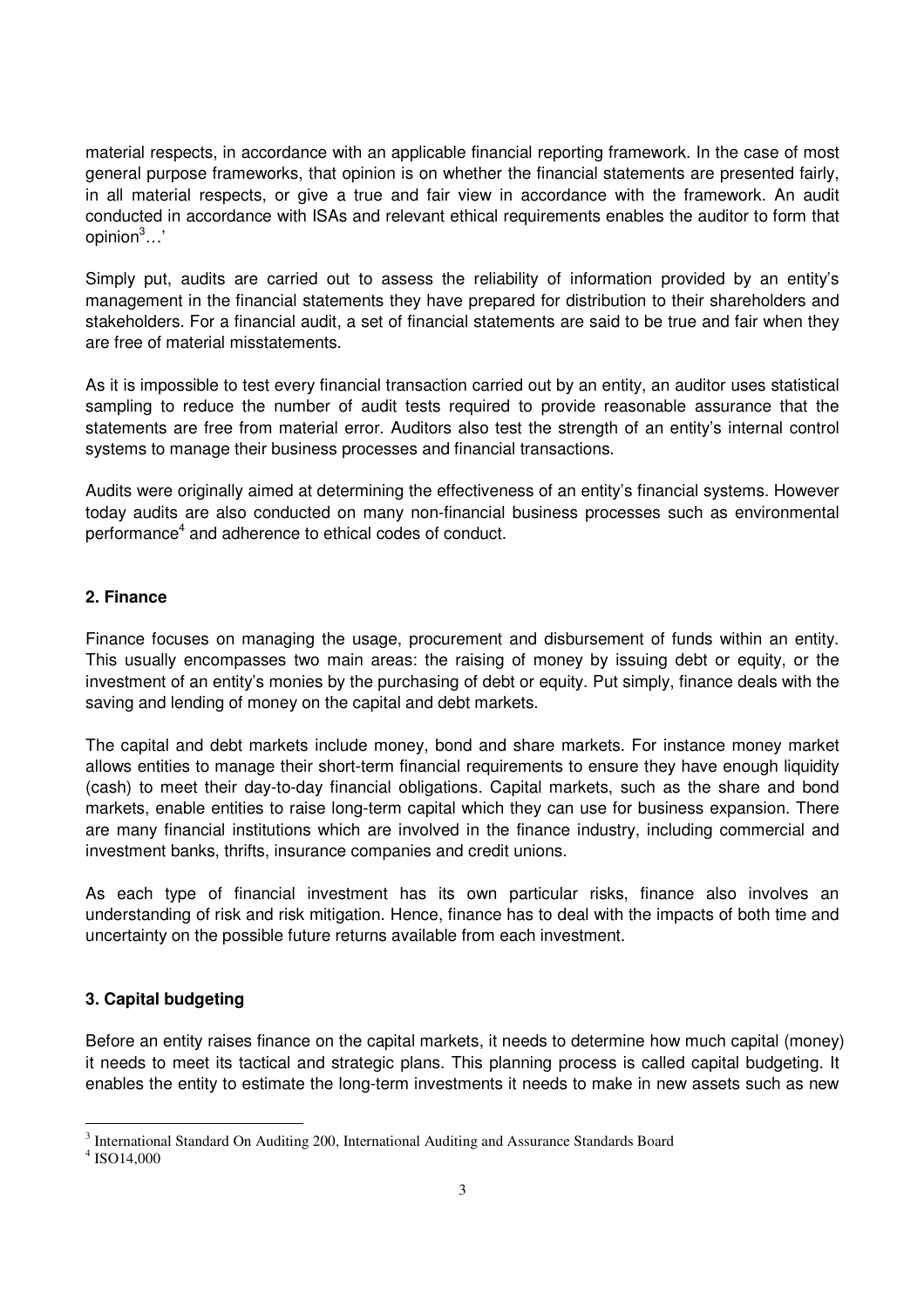material respects, in accordance with an applicable financial reporting framework. In the case of most general purpose frameworks, that opinion is on whether the financial statements are presented fairly, in all material respects, or give a true and fair view in accordance with the framework. An audit conducted in accordance with ISAs and relevant ethical requirements enables the auditor to form that opinion[3]…'

Simply put, audits are carried out to assess the reliability of information provided by an entity's management in the financial statements they have prepared for distribution to their shareholders and stakeholders. For a financial audit, a set of financial statements are said to be true and fair when they are free of material misstatements.

As it is impossible to test every financial transaction carried out by an entity, an auditor uses statistical sampling to reduce the number of audit tests required to provide reasonable assurance that the statements are free from material error. Auditors also test the strength of an entity's internal control systems to manage their business processes and financial transactions.

Audits were originally aimed at determining the effectiveness of an entity's financial systems. However today audits are also conducted on many non-financial business processes such as environmental performance[4] and adherence to ethical codes of conduct.

**2. Finance**

Finance focuses on managing the usage, procurement and disbursement of funds within an entity. This usually encompasses two main areas: the raising of money by issuing debt or equity, or the investment of an entity's monies by the purchasing of debt or equity. Put simply, finance deals with the saving and lending of money on the capital and debt markets.

The capital and debt markets include money, bond and share markets. For instance money market allows entities to manage their short-term financial requirements to ensure they have enough liquidity (cash) to meet their day-to-day financial obligations. Capital markets, such as the share and bond markets, enable entities to raise long-term capital which they can use for business expansion. There are many financial institutions which are involved in the finance industry, including commercial and investment banks, thrifts, insurance companies and credit unions.

As each type of financial investment has its own particular risks, finance also involves an understanding of risk and risk mitigation. Hence, finance has to deal with the impacts of both time and uncertainty on the possible future returns available from each investment.

**3. Capital budgeting**

Before an entity raises finance on the capital markets, it needs to determine how much capital (money) it needs to meet its tactical and strategic plans. This planning process is called capital budgeting. It enables the entity to estimate the long-term investments it needs to make in new assets such as new

---

[3] International Standard On Auditing 200, International Auditing and Assurance Standards Board

[4] ISO14,000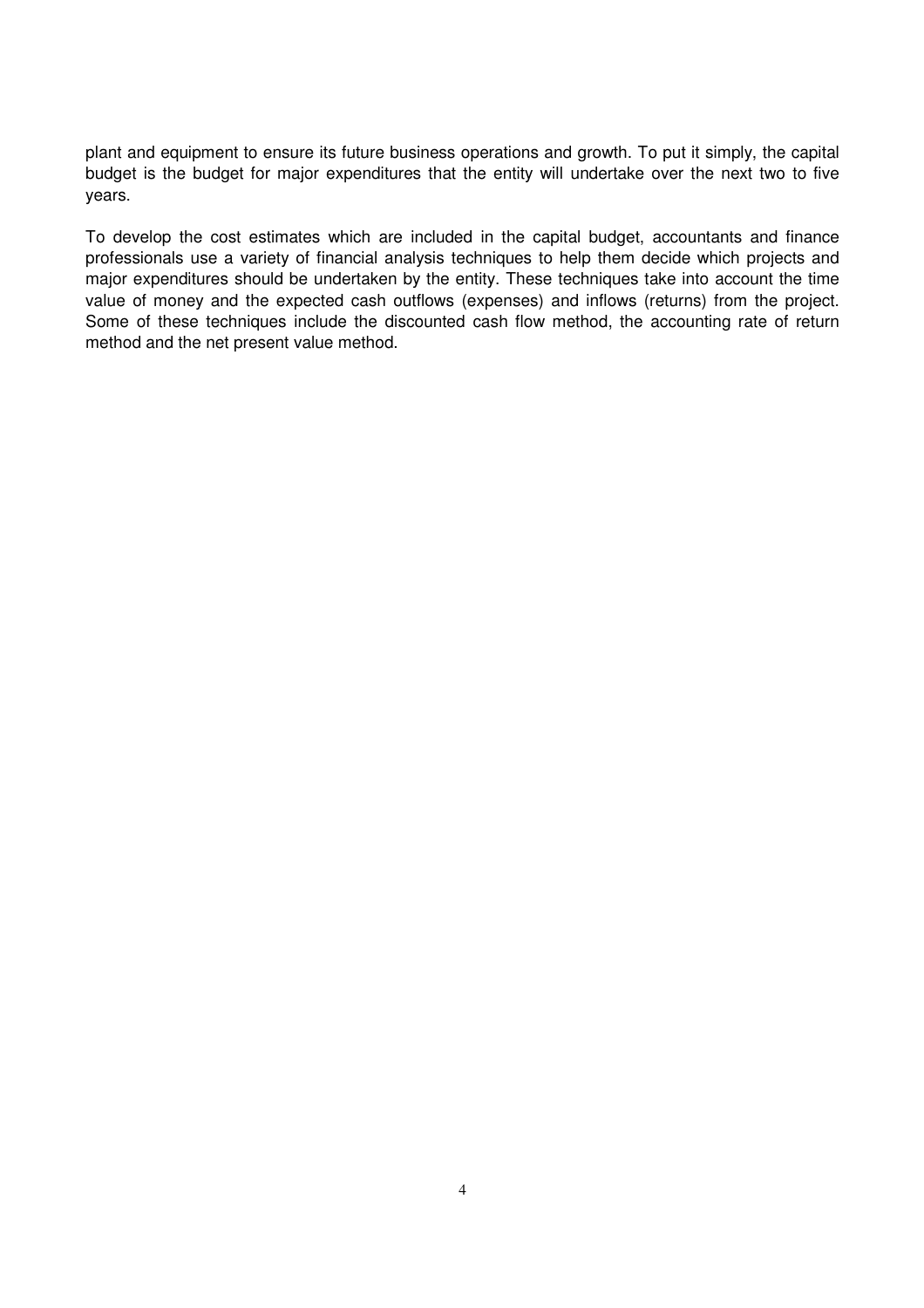plant and equipment to ensure its future business operations and growth. To put it simply, the capital budget is the budget for major expenditures that the entity will undertake over the next two to five years.

To develop the cost estimates which are included in the capital budget, accountants and finance professionals use a variety of financial analysis techniques to help them decide which projects and major expenditures should be undertaken by the entity. These techniques take into account the time value of money and the expected cash outflows (expenses) and inflows (returns) from the project. Some of these techniques include the discounted cash flow method, the accounting rate of return method and the net present value method.